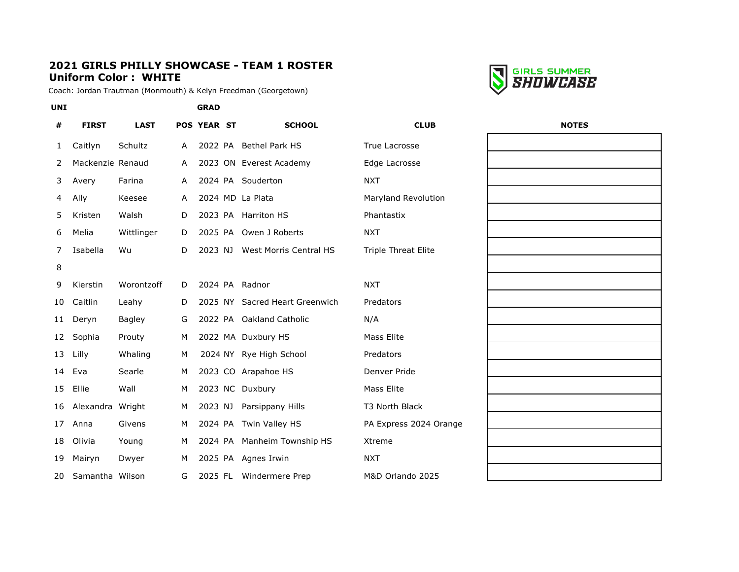# 2021 GIRLS PHILLY SHOWCASE - TEAM 1 ROSTER

**Uniform Color : WHITE**

Coach: Jordan Trautman (Monmouth) & Kelyn Freedman (Georgetown)

GIRLS SUMMER SHOWCASE

| UNI # | FIRST | LAST | POS | GRAD YEAR | ST | SCHOOL | CLUB | NOTES |
|---|---|---|---|---|---|---|---|---|
| 1 | Caitlyn | Schultz | A | 2022 | PA | Bethel Park HS | True Lacrosse | |
| 2 | Mackenzie | Renaud | A | 2023 | ON | Everest Academy | Edge Lacrosse | |
| 3 | Avery | Farina | A | 2024 | PA | Souderton | NXT | |
| 4 | Ally | Keesee | A | 2024 | MD | La Plata | Maryland Revolution | |
| 5 | Kristen | Walsh | D | 2023 | PA | Harriton HS | Phantastix | |
| 6 | Melia | Wittlinger | D | 2025 | PA | Owen J Roberts | NXT | |
| 7 | Isabella | Wu | D | 2023 | NJ | West Morris Central HS | Triple Threat Elite | |
| 8 | | | | | | | | |
| 9 | Kierstin | Worontzoff | D | 2024 | PA | Radnor | NXT | |
| 10 | Caitlin | Leahy | D | 2025 | NY | Sacred Heart Greenwich | Predators | |
| 11 | Deryn | Bagley | G | 2022 | PA | Oakland Catholic | N/A | |
| 12 | Sophia | Prouty | M | 2022 | MA | Duxbury HS | Mass Elite | |
| 13 | Lilly | Whaling | M | 2024 | NY | Rye High School | Predators | |
| 14 | Eva | Searle | M | 2023 | CO | Arapahoe HS | Denver Pride | |
| 15 | Ellie | Wall | M | 2023 | NC | Duxbury | Mass Elite | |
| 16 | Alexandra | Wright | M | 2023 | NJ | Parsippany Hills | T3 North Black | |
| 17 | Anna | Givens | M | 2024 | PA | Twin Valley HS | PA Express 2024 Orange | |
| 18 | Olivia | Young | M | 2024 | PA | Manheim Township HS | Xtreme | |
| 19 | Mairyn | Dwyer | M | 2025 | PA | Agnes Irwin | NXT | |
| 20 | Samantha | Wilson | G | 2025 | FL | Windermere Prep | M&D Orlando 2025 | |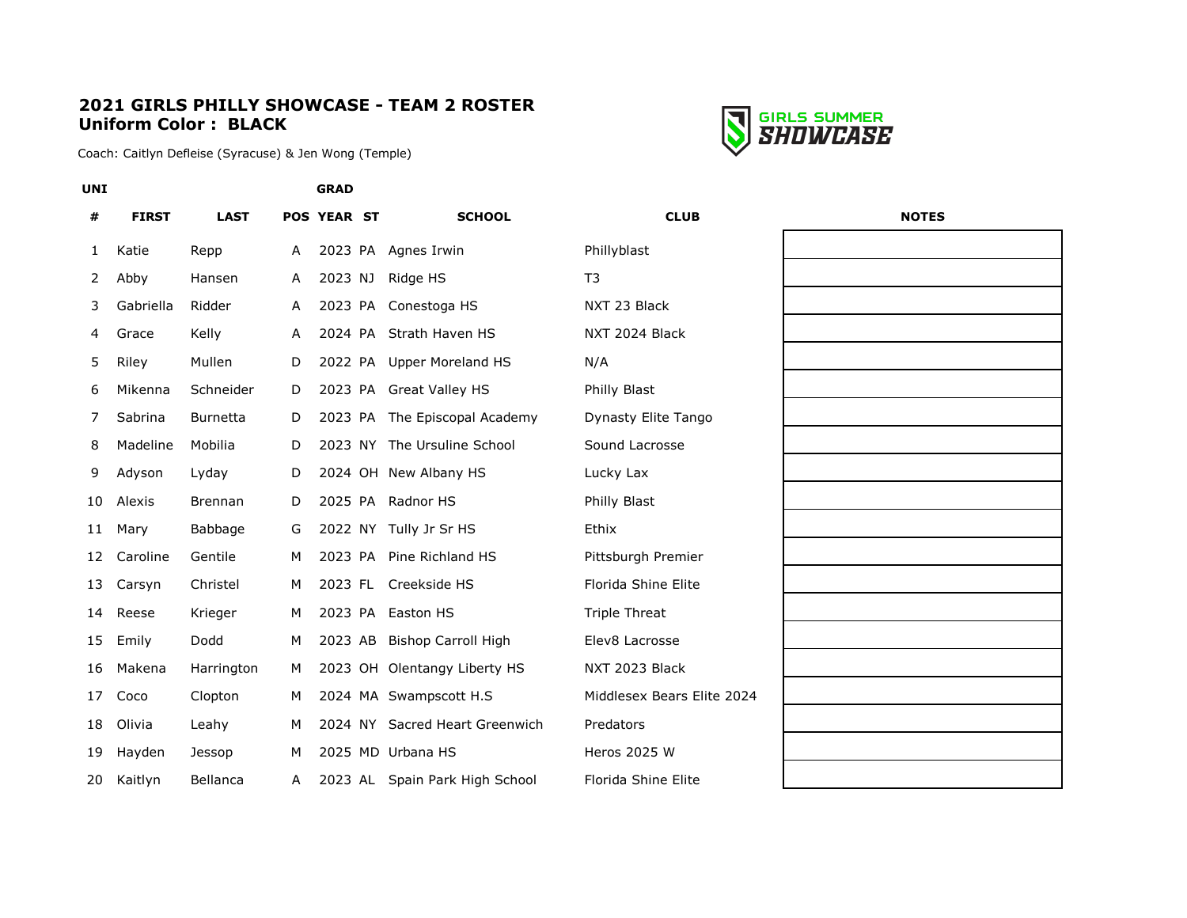# 2021 GIRLS PHILLY SHOWCASE - TEAM 2 ROSTER
## Uniform Color : BLACK

GIRLS SUMMER SHOWCASE

Coach: Caitlyn Defleise (Syracuse) & Jen Wong (Temple)

| UNI # | FIRST | LAST | POS | GRAD YEAR | ST | SCHOOL | CLUB | NOTES |
|---|---|---|---|---|---|---|---|---|
| 1 | Katie | Repp | A | 2023 | PA | Agnes Irwin | Phillyblast | |
| 2 | Abby | Hansen | A | 2023 | NJ | Ridge HS | T3 | |
| 3 | Gabriella | Ridder | A | 2023 | PA | Conestoga HS | NXT 23 Black | |
| 4 | Grace | Kelly | A | 2024 | PA | Strath Haven HS | NXT 2024 Black | |
| 5 | Riley | Mullen | D | 2022 | PA | Upper Moreland HS | N/A | |
| 6 | Mikenna | Schneider | D | 2023 | PA | Great Valley HS | Philly Blast | |
| 7 | Sabrina | Burnetta | D | 2023 | PA | The Episcopal Academy | Dynasty Elite Tango | |
| 8 | Madeline | Mobilia | D | 2023 | NY | The Ursuline School | Sound Lacrosse | |
| 9 | Adyson | Lyday | D | 2024 | OH | New Albany HS | Lucky Lax | |
| 10 | Alexis | Brennan | D | 2025 | PA | Radnor HS | Philly Blast | |
| 11 | Mary | Babbage | G | 2022 | NY | Tully Jr Sr HS | Ethix | |
| 12 | Caroline | Gentile | M | 2023 | PA | Pine Richland HS | Pittsburgh Premier | |
| 13 | Carsyn | Christel | M | 2023 | FL | Creekside HS | Florida Shine Elite | |
| 14 | Reese | Krieger | M | 2023 | PA | Easton HS | Triple Threat | |
| 15 | Emily | Dodd | M | 2023 | AB | Bishop Carroll High | Elev8 Lacrosse | |
| 16 | Makena | Harrington | M | 2023 | OH | Olentangy Liberty HS | NXT 2023 Black | |
| 17 | Coco | Clopton | M | 2024 | MA | Swampscott H.S | Middlesex Bears Elite 2024 | |
| 18 | Olivia | Leahy | M | 2024 | NY | Sacred Heart Greenwich | Predators | |
| 19 | Hayden | Jessop | M | 2025 | MD | Urbana HS | Heros 2025 W | |
| 20 | Kaitlyn | Bellanca | A | 2023 | AL | Spain Park High School | Florida Shine Elite | |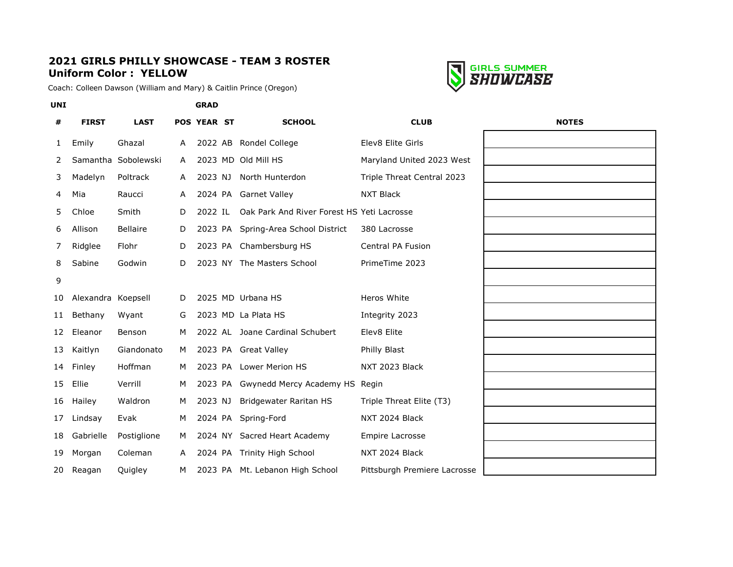**2021 GIRLS PHILLY SHOWCASE - TEAM 3 ROSTER**
**Uniform Color : YELLOW**

Coach: Colleen Dawson (William and Mary) & Caitlin Prince (Oregon)

GIRLS SUMMER SHOWCASE

| UNI # | FIRST | LAST | POS | GRAD YEAR | ST | SCHOOL | CLUB | NOTES |
|---|---|---|---|---|---|---|---|---|
| 1 | Emily | Ghazal | A | 2022 | AB | Rondel College | Elev8 Elite Girls | |
| 2 | Samantha | Sobolewski | A | 2023 | MD | Old Mill HS | Maryland United 2023 West | |
| 3 | Madelyn | Poltrack | A | 2023 | NJ | North Hunterdon | Triple Threat Central 2023 | |
| 4 | Mia | Raucci | A | 2024 | PA | Garnet Valley | NXT Black | |
| 5 | Chloe | Smith | D | 2022 | IL | Oak Park And River Forest HS | Yeti Lacrosse | |
| 6 | Allison | Bellaire | D | 2023 | PA | Spring-Area School District | 380 Lacrosse | |
| 7 | Ridglee | Flohr | D | 2023 | PA | Chambersburg HS | Central PA Fusion | |
| 8 | Sabine | Godwin | D | 2023 | NY | The Masters School | PrimeTime 2023 | |
| 9 | | | | | | | | |
| 10 | Alexandra | Koepsell | D | 2025 | MD | Urbana HS | Heros White | |
| 11 | Bethany | Wyant | G | 2023 | MD | La Plata HS | Integrity 2023 | |
| 12 | Eleanor | Benson | M | 2022 | AL | Joane Cardinal Schubert | Elev8 Elite | |
| 13 | Kaitlyn | Giandonato | M | 2023 | PA | Great Valley | Philly Blast | |
| 14 | Finley | Hoffman | M | 2023 | PA | Lower Merion HS | NXT 2023 Black | |
| 15 | Ellie | Verrill | M | 2023 | PA | Gwynedd Mercy Academy HS | Regin | |
| 16 | Hailey | Waldron | M | 2023 | NJ | Bridgewater Raritan HS | Triple Threat Elite (T3) | |
| 17 | Lindsay | Evak | M | 2024 | PA | Spring-Ford | NXT 2024 Black | |
| 18 | Gabrielle | Postiglione | M | 2024 | NY | Sacred Heart Academy | Empire Lacrosse | |
| 19 | Morgan | Coleman | A | 2024 | PA | Trinity High School | NXT 2024 Black | |
| 20 | Reagan | Quigley | M | 2023 | PA | Mt. Lebanon High School | Pittsburgh Premiere Lacrosse | |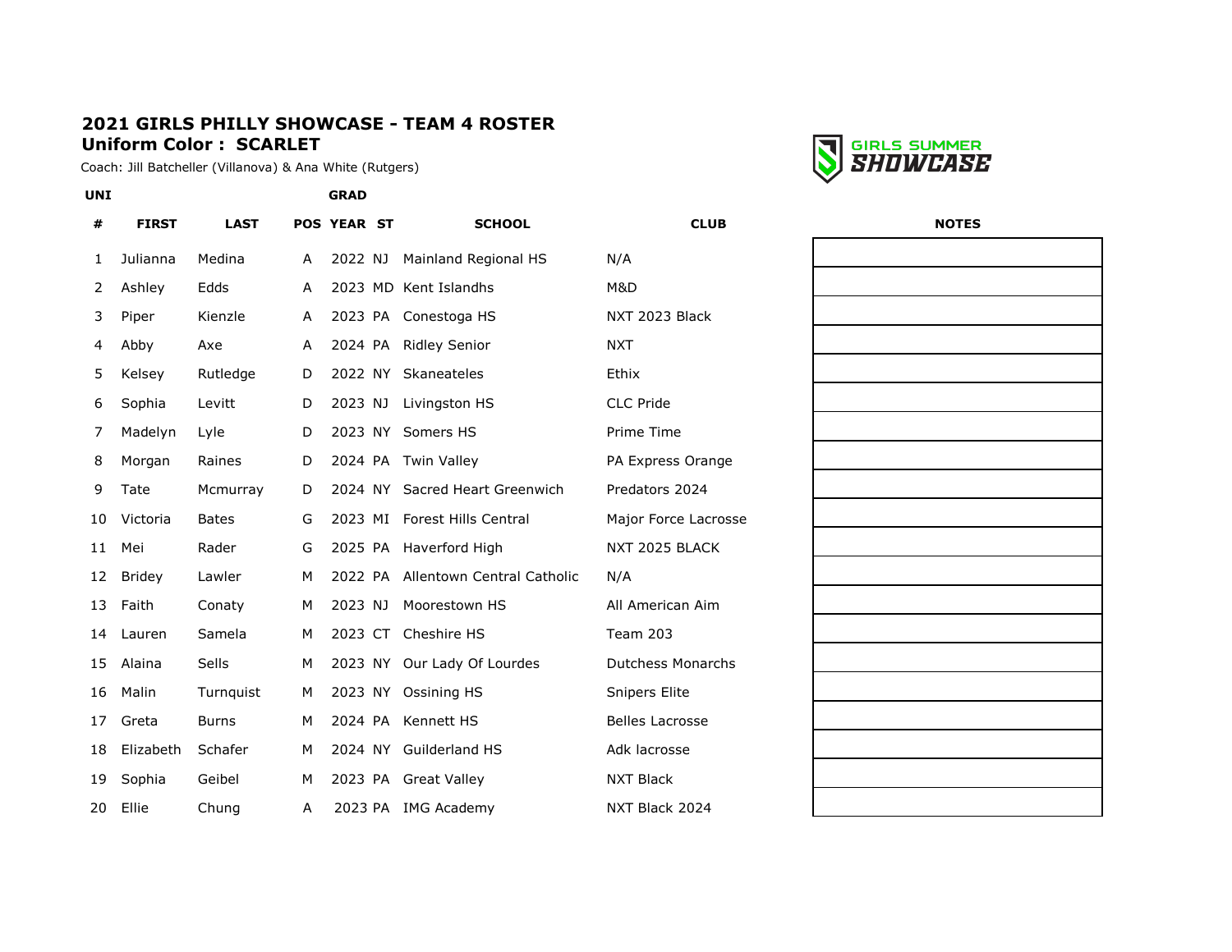## 2021 GIRLS PHILLY SHOWCASE - TEAM 4 ROSTER

### Uniform Color : SCARLET

Coach: Jill Batcheller (Villanova) & Ana White (Rutgers)

GIRLS SUMMER SHOWCASE

| UNI # | FIRST | LAST | POS | GRAD YEAR | ST | SCHOOL | CLUB | NOTES |
|---|---|---|---|---|---|---|---|---|
| 1 | Julianna | Medina | A | 2022 | NJ | Mainland Regional HS | N/A | |
| 2 | Ashley | Edds | A | 2023 | MD | Kent Islandhs | M&D | |
| 3 | Piper | Kienzle | A | 2023 | PA | Conestoga HS | NXT 2023 Black | |
| 4 | Abby | Axe | A | 2024 | PA | Ridley Senior | NXT | |
| 5 | Kelsey | Rutledge | D | 2022 | NY | Skaneateles | Ethix | |
| 6 | Sophia | Levitt | D | 2023 | NJ | Livingston HS | CLC Pride | |
| 7 | Madelyn | Lyle | D | 2023 | NY | Somers HS | Prime Time | |
| 8 | Morgan | Raines | D | 2024 | PA | Twin Valley | PA Express Orange | |
| 9 | Tate | Mcmurray | D | 2024 | NY | Sacred Heart Greenwich | Predators 2024 | |
| 10 | Victoria | Bates | G | 2023 | MI | Forest Hills Central | Major Force Lacrosse | |
| 11 | Mei | Rader | G | 2025 | PA | Haverford High | NXT 2025 BLACK | |
| 12 | Bridey | Lawler | M | 2022 | PA | Allentown Central Catholic | N/A | |
| 13 | Faith | Conaty | M | 2023 | NJ | Moorestown HS | All American Aim | |
| 14 | Lauren | Samela | M | 2023 | CT | Cheshire HS | Team 203 | |
| 15 | Alaina | Sells | M | 2023 | NY | Our Lady Of Lourdes | Dutchess Monarchs | |
| 16 | Malin | Turnquist | M | 2023 | NY | Ossining HS | Snipers Elite | |
| 17 | Greta | Burns | M | 2024 | PA | Kennett HS | Belles Lacrosse | |
| 18 | Elizabeth | Schafer | M | 2024 | NY | Guilderland HS | Adk lacrosse | |
| 19 | Sophia | Geibel | M | 2023 | PA | Great Valley | NXT Black | |
| 20 | Ellie | Chung | A | 2023 | PA | IMG Academy | NXT Black 2024 | |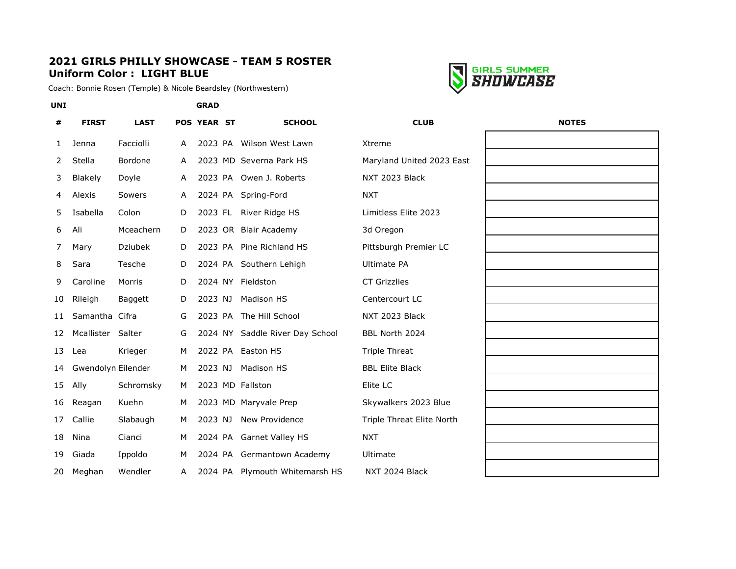## 2021 GIRLS PHILLY SHOWCASE - TEAM 5 ROSTER
**Uniform Color : LIGHT BLUE**

Coach: Bonnie Rosen (Temple) & Nicole Beardsley (Northwestern)

GIRLS SUMMER SHOWCASE

| UNI # | FIRST | LAST | POS | GRAD YEAR | ST | SCHOOL | CLUB | NOTES |
|---|---|---|---|---|---|---|---|---|
| 1 | Jenna | Facciolli | A | 2023 | PA | Wilson West Lawn | Xtreme | |
| 2 | Stella | Bordone | A | 2023 | MD | Severna Park HS | Maryland United 2023 East | |
| 3 | Blakely | Doyle | A | 2023 | PA | Owen J. Roberts | NXT 2023 Black | |
| 4 | Alexis | Sowers | A | 2024 | PA | Spring-Ford | NXT | |
| 5 | Isabella | Colon | D | 2023 | FL | River Ridge HS | Limitless Elite 2023 | |
| 6 | Ali | Mceachern | D | 2023 | OR | Blair Academy | 3d Oregon | |
| 7 | Mary | Dziubek | D | 2023 | PA | Pine Richland HS | Pittsburgh Premier LC | |
| 8 | Sara | Tesche | D | 2024 | PA | Southern Lehigh | Ultimate PA | |
| 9 | Caroline | Morris | D | 2024 | NY | Fieldston | CT Grizzlies | |
| 10 | Rileigh | Baggett | D | 2023 | NJ | Madison HS | Centercourt LC | |
| 11 | Samantha | Cifra | G | 2023 | PA | The Hill School | NXT 2023 Black | |
| 12 | Mcallister | Salter | G | 2024 | NY | Saddle River Day School | BBL North 2024 | |
| 13 | Lea | Krieger | M | 2022 | PA | Easton HS | Triple Threat | |
| 14 | Gwendolyn | Eilender | M | 2023 | NJ | Madison HS | BBL Elite Black | |
| 15 | Ally | Schromsky | M | 2023 | MD | Fallston | Elite LC | |
| 16 | Reagan | Kuehn | M | 2023 | MD | Maryvale Prep | Skywalkers 2023 Blue | |
| 17 | Callie | Slabaugh | M | 2023 | NJ | New Providence | Triple Threat Elite North | |
| 18 | Nina | Cianci | M | 2024 | PA | Garnet Valley HS | NXT | |
| 19 | Giada | Ippoldo | M | 2024 | PA | Germantown Academy | Ultimate | |
| 20 | Meghan | Wendler | A | 2024 | PA | Plymouth Whitemarsh HS | NXT 2024 Black | |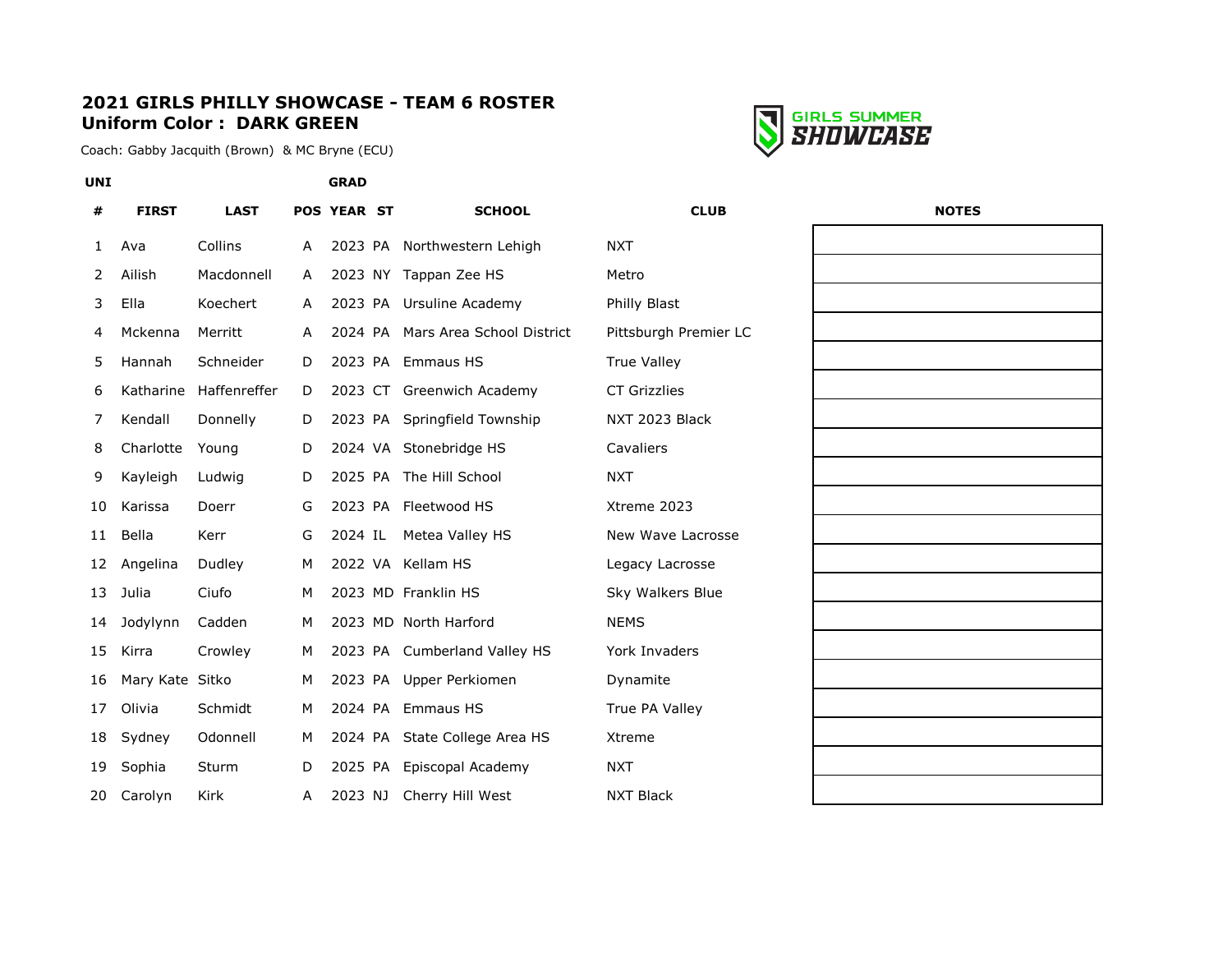**2021 GIRLS PHILLY SHOWCASE - TEAM 6 ROSTER**
**Uniform Color : DARK GREEN**

Coach: Gabby Jacquith (Brown) & MC Bryne (ECU)

GIRLS SUMMER SHOWCASE

| UNI # | FIRST | LAST | POS | GRAD YEAR | ST | SCHOOL | CLUB | NOTES |
|---|---|---|---|---|---|---|---|---|
| 1 | Ava | Collins | A | 2023 | PA | Northwestern Lehigh | NXT | |
| 2 | Ailish | Macdonnell | A | 2023 | NY | Tappan Zee HS | Metro | |
| 3 | Ella | Koechert | A | 2023 | PA | Ursuline Academy | Philly Blast | |
| 4 | Mckenna | Merritt | A | 2024 | PA | Mars Area School District | Pittsburgh Premier LC | |
| 5 | Hannah | Schneider | D | 2023 | PA | Emmaus HS | True Valley | |
| 6 | Katharine | Haffenreffer | D | 2023 | CT | Greenwich Academy | CT Grizzlies | |
| 7 | Kendall | Donnelly | D | 2023 | PA | Springfield Township | NXT 2023 Black | |
| 8 | Charlotte | Young | D | 2024 | VA | Stonebridge HS | Cavaliers | |
| 9 | Kayleigh | Ludwig | D | 2025 | PA | The Hill School | NXT | |
| 10 | Karissa | Doerr | G | 2023 | PA | Fleetwood HS | Xtreme 2023 | |
| 11 | Bella | Kerr | G | 2024 | IL | Metea Valley HS | New Wave Lacrosse | |
| 12 | Angelina | Dudley | M | 2022 | VA | Kellam HS | Legacy Lacrosse | |
| 13 | Julia | Ciufo | M | 2023 | MD | Franklin HS | Sky Walkers Blue | |
| 14 | Jodylynn | Cadden | M | 2023 | MD | North Harford | NEMS | |
| 15 | Kirra | Crowley | M | 2023 | PA | Cumberland Valley HS | York Invaders | |
| 16 | Mary Kate | Sitko | M | 2023 | PA | Upper Perkiomen | Dynamite | |
| 17 | Olivia | Schmidt | M | 2024 | PA | Emmaus HS | True PA Valley | |
| 18 | Sydney | Odonnell | M | 2024 | PA | State College Area HS | Xtreme | |
| 19 | Sophia | Sturm | D | 2025 | PA | Episcopal Academy | NXT | |
| 20 | Carolyn | Kirk | A | 2023 | NJ | Cherry Hill West | NXT Black | |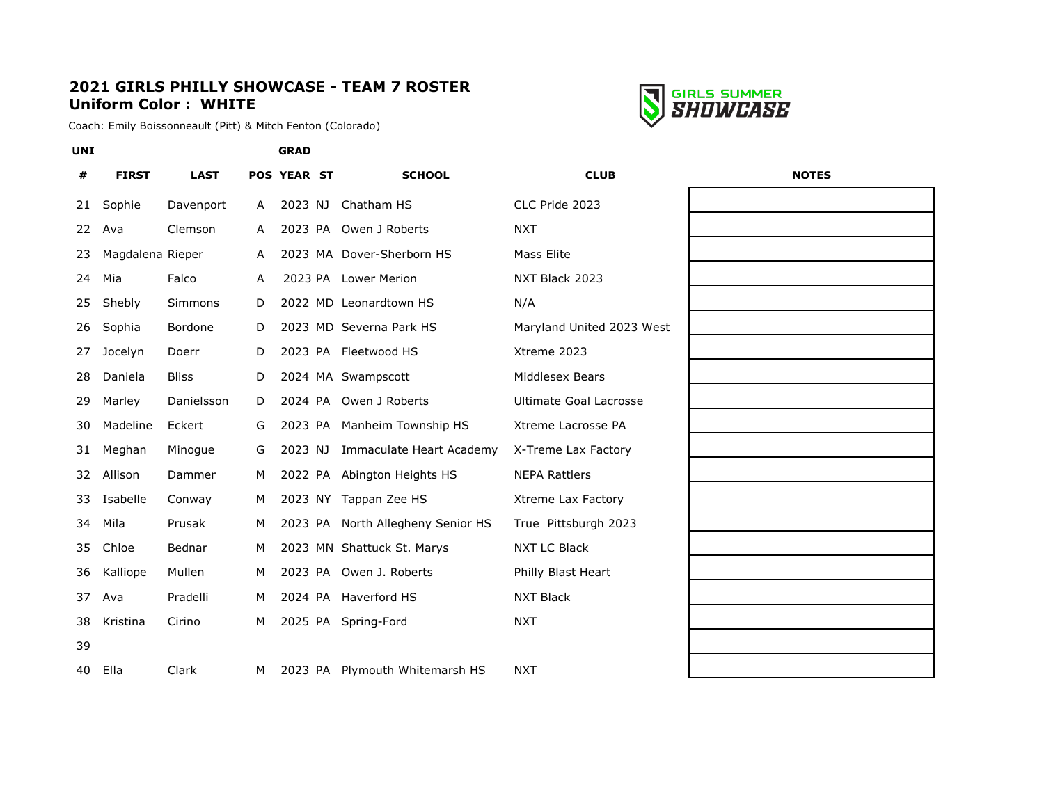# 2021 GIRLS PHILLY SHOWCASE - TEAM 7 ROSTER

## Uniform Color : WHITE

Coach: Emily Boissonneault (Pitt) & Mitch Fenton (Colorado)

GIRLS SUMMER SHOWCASE

| UNI # | FIRST | LAST | POS | GRAD YEAR | ST | SCHOOL | CLUB | NOTES |
|---|---|---|---|---|---|---|---|---|
| 21 | Sophie | Davenport | A | 2023 | NJ | Chatham HS | CLC Pride 2023 | |
| 22 | Ava | Clemson | A | 2023 | PA | Owen J Roberts | NXT | |
| 23 | Magdalena | Rieper | A | 2023 | MA | Dover-Sherborn HS | Mass Elite | |
| 24 | Mia | Falco | A | 2023 | PA | Lower Merion | NXT Black 2023 | |
| 25 | Shebly | Simmons | D | 2022 | MD | Leonardtown HS | N/A | |
| 26 | Sophia | Bordone | D | 2023 | MD | Severna Park HS | Maryland United 2023 West | |
| 27 | Jocelyn | Doerr | D | 2023 | PA | Fleetwood HS | Xtreme 2023 | |
| 28 | Daniela | Bliss | D | 2024 | MA | Swampscott | Middlesex Bears | |
| 29 | Marley | Danielsson | D | 2024 | PA | Owen J Roberts | Ultimate Goal Lacrosse | |
| 30 | Madeline | Eckert | G | 2023 | PA | Manheim Township HS | Xtreme Lacrosse PA | |
| 31 | Meghan | Minogue | G | 2023 | NJ | Immaculate Heart Academy | X-Treme Lax Factory | |
| 32 | Allison | Dammer | M | 2022 | PA | Abington Heights HS | NEPA Rattlers | |
| 33 | Isabelle | Conway | M | 2023 | NY | Tappan Zee HS | Xtreme Lax Factory | |
| 34 | Mila | Prusak | M | 2023 | PA | North Allegheny Senior HS | True Pittsburgh 2023 | |
| 35 | Chloe | Bednar | M | 2023 | MN | Shattuck St. Marys | NXT LC Black | |
| 36 | Kalliope | Mullen | M | 2023 | PA | Owen J. Roberts | Philly Blast Heart | |
| 37 | Ava | Pradelli | M | 2024 | PA | Haverford HS | NXT Black | |
| 38 | Kristina | Cirino | M | 2025 | PA | Spring-Ford | NXT | |
| 39 | | | | | | | | |
| 40 | Ella | Clark | M | 2023 | PA | Plymouth Whitemarsh HS | NXT | |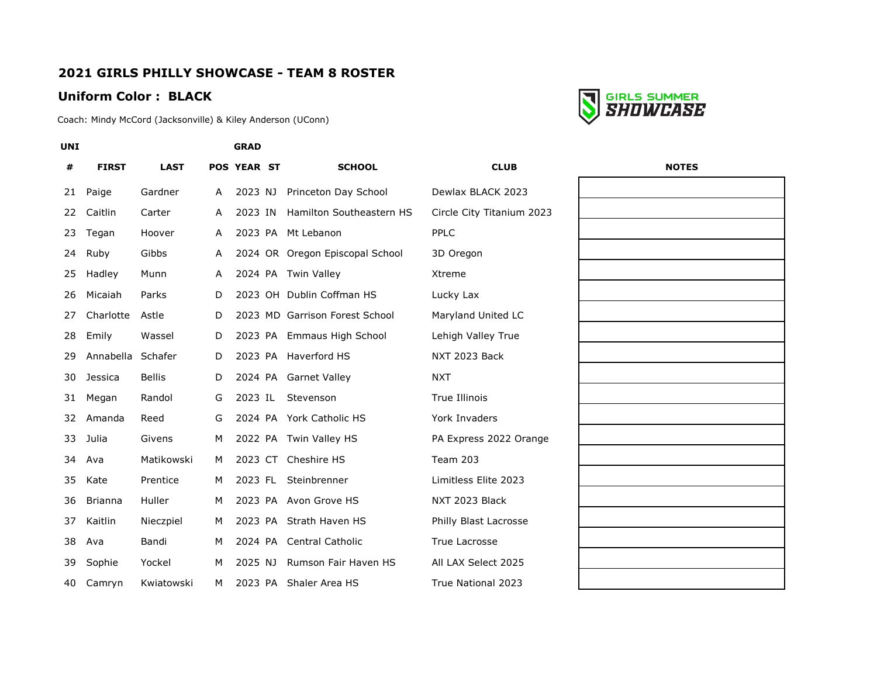## 2021 GIRLS PHILLY SHOWCASE - TEAM 8 ROSTER

### Uniform Color : BLACK

Coach: Mindy McCord (Jacksonville) & Kiley Anderson (UConn)

GIRLS SUMMER SHOWCASE

| UNI # | FIRST | LAST | POS | GRAD YEAR | ST | SCHOOL | CLUB | NOTES |
|---|---|---|---|---|---|---|---|---|
| 21 | Paige | Gardner | A | 2023 | NJ | Princeton Day School | Dewlax BLACK 2023 | |
| 22 | Caitlin | Carter | A | 2023 | IN | Hamilton Southeastern HS | Circle City Titanium 2023 | |
| 23 | Tegan | Hoover | A | 2023 | PA | Mt Lebanon | PPLC | |
| 24 | Ruby | Gibbs | A | 2024 | OR | Oregon Episcopal School | 3D Oregon | |
| 25 | Hadley | Munn | A | 2024 | PA | Twin Valley | Xtreme | |
| 26 | Micaiah | Parks | D | 2023 | OH | Dublin Coffman HS | Lucky Lax | |
| 27 | Charlotte | Astle | D | 2023 | MD | Garrison Forest School | Maryland United LC | |
| 28 | Emily | Wassel | D | 2023 | PA | Emmaus High School | Lehigh Valley True | |
| 29 | Annabella | Schafer | D | 2023 | PA | Haverford HS | NXT 2023 Back | |
| 30 | Jessica | Bellis | D | 2024 | PA | Garnet Valley | NXT | |
| 31 | Megan | Randol | G | 2023 | IL | Stevenson | True Illinois | |
| 32 | Amanda | Reed | G | 2024 | PA | York Catholic HS | York Invaders | |
| 33 | Julia | Givens | M | 2022 | PA | Twin Valley HS | PA Express 2022 Orange | |
| 34 | Ava | Matikowski | M | 2023 | CT | Cheshire HS | Team 203 | |
| 35 | Kate | Prentice | M | 2023 | FL | Steinbrenner | Limitless Elite 2023 | |
| 36 | Brianna | Huller | M | 2023 | PA | Avon Grove HS | NXT 2023 Black | |
| 37 | Kaitlin | Nieczpiel | M | 2023 | PA | Strath Haven HS | Philly Blast Lacrosse | |
| 38 | Ava | Bandi | M | 2024 | PA | Central Catholic | True Lacrosse | |
| 39 | Sophie | Yockel | M | 2025 | NJ | Rumson Fair Haven HS | All LAX Select 2025 | |
| 40 | Camryn | Kwiatowski | M | 2023 | PA | Shaler Area HS | True National 2023 | |